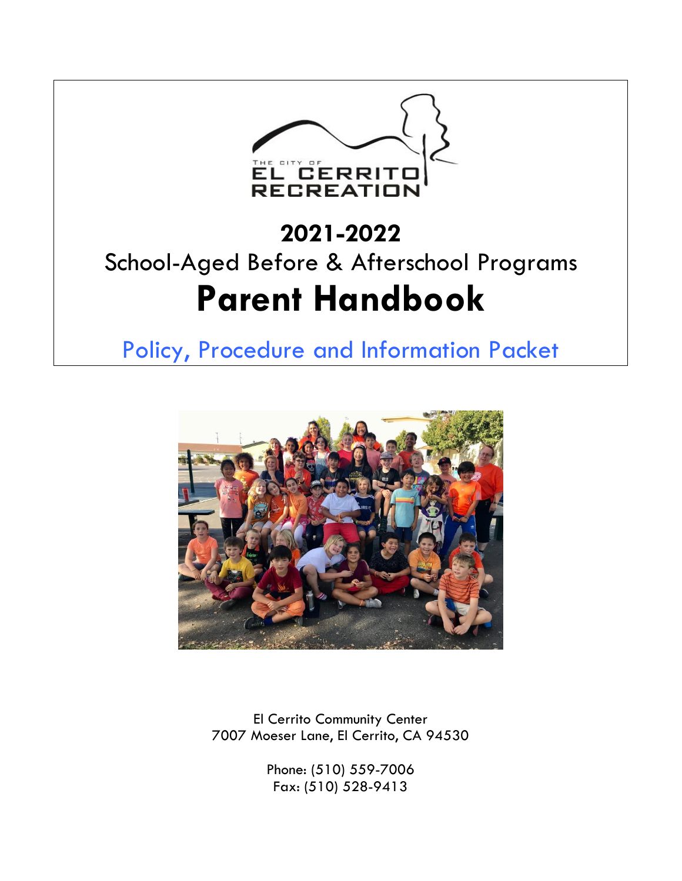THE CITY OF EL CERRITO RECREATION

# 2021-2022

## School-Aged Before & Afterschool Programs

# Parent Handbook

## Policy, Procedure and Information Packet

El Cerrito Community Center
7007 Moeser Lane, El Cerrito, CA 94530

Phone: (510) 559-7006
Fax: (510) 528-9413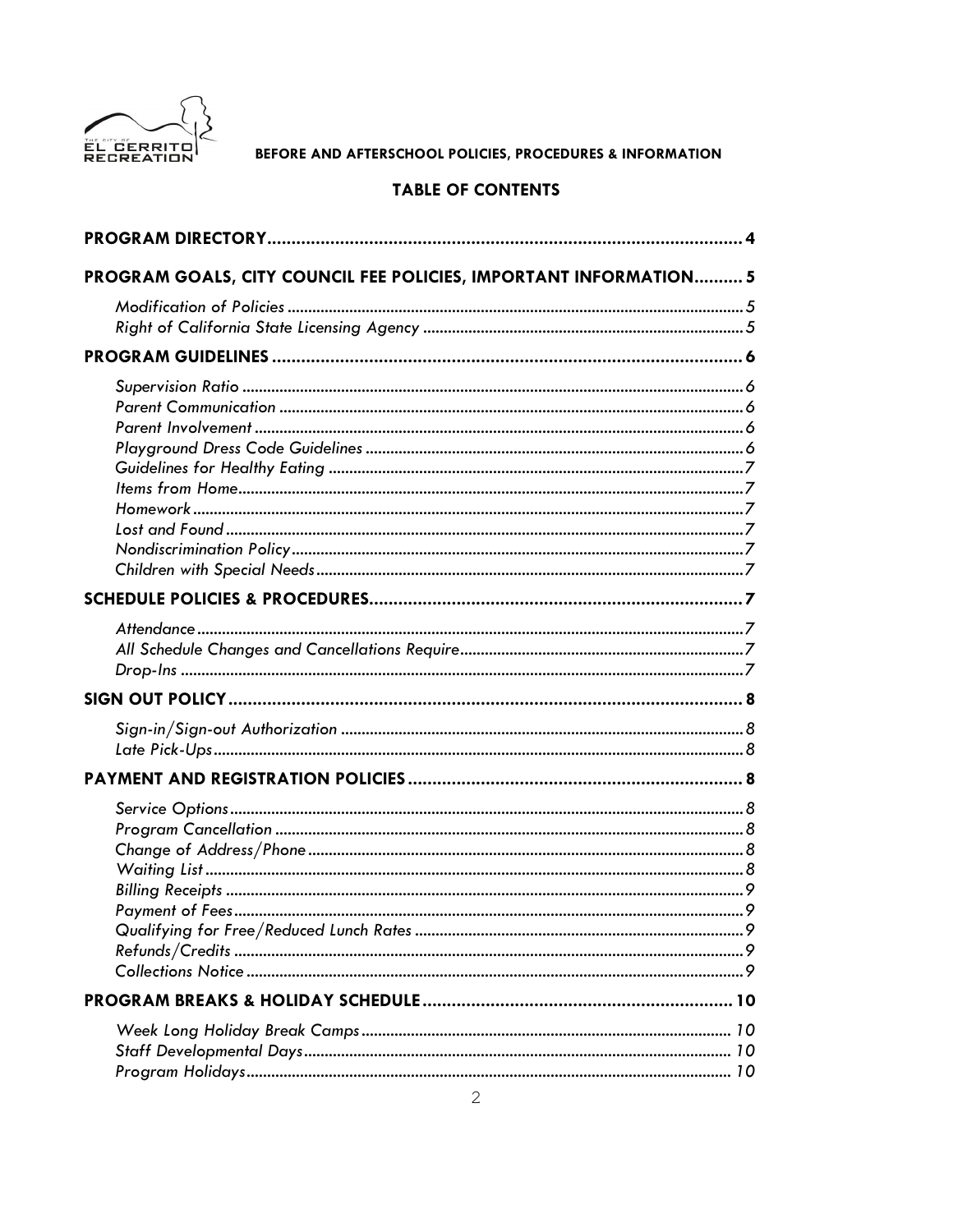BEFORE AND AFTERSCHOOL POLICIES, PROCEDURES & INFORMATION

## TABLE OF CONTENTS

**PROGRAM DIRECTORY** ..... 4

**PROGRAM GOALS, CITY COUNCIL FEE POLICIES, IMPORTANT INFORMATION** ..... 5

- *Modification of Policies* ..... 5
- *Right of California State Licensing Agency* ..... 5

**PROGRAM GUIDELINES** ..... 6

- *Supervision Ratio* ..... 6
- *Parent Communication* ..... 6
- *Parent Involvement* ..... 6
- *Playground Dress Code Guidelines* ..... 6
- *Guidelines for Healthy Eating* ..... 7
- *Items from Home* ..... 7
- *Homework* ..... 7
- *Lost and Found* ..... 7
- *Nondiscrimination Policy* ..... 7
- *Children with Special Needs* ..... 7

**SCHEDULE POLICIES & PROCEDURES** ..... 7

- *Attendance* ..... 7
- *All Schedule Changes and Cancellations Require* ..... 7
- *Drop-Ins* ..... 7

**SIGN OUT POLICY** ..... 8

- *Sign-in/Sign-out Authorization* ..... 8
- *Late Pick-Ups* ..... 8

**PAYMENT AND REGISTRATION POLICIES** ..... 8

- *Service Options* ..... 8
- *Program Cancellation* ..... 8
- *Change of Address/Phone* ..... 8
- *Waiting List* ..... 8
- *Billing Receipts* ..... 9
- *Payment of Fees* ..... 9
- *Qualifying for Free/Reduced Lunch Rates* ..... 9
- *Refunds/Credits* ..... 9
- *Collections Notice* ..... 9

**PROGRAM BREAKS & HOLIDAY SCHEDULE** ..... 10

- *Week Long Holiday Break Camps* ..... 10
- *Staff Developmental Days* ..... 10
- *Program Holidays* ..... 10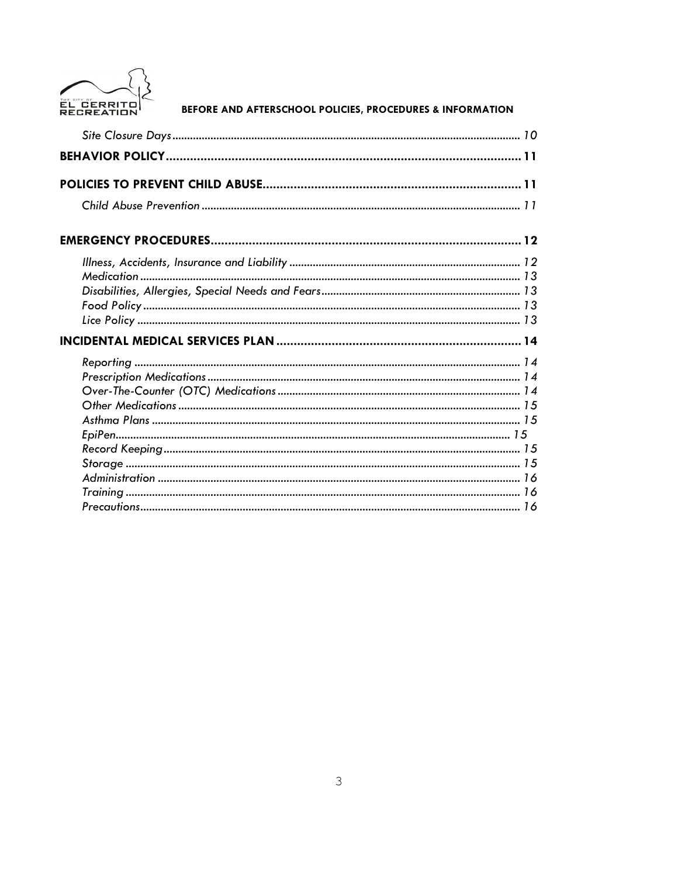*Site Closure Days* ..................................................................................................... 10

**BEHAVIOR POLICY** ..................................................................................... 11

**POLICIES TO PREVENT CHILD ABUSE** ........................................................................ 11

*Child Abuse Prevention* ........................................................................................... 11

**EMERGENCY PROCEDURES** ........................................................................................ 12

*Illness, Accidents, Insurance and Liability* ............................................................................. 12
*Medication* ............................................................................................................... 13
*Disabilities, Allergies, Special Needs and Fears* .................................................................... 13
*Food Policy* .............................................................................................................. 13
*Lice Policy* ................................................................................................................ 13

**INCIDENTAL MEDICAL SERVICES PLAN** ....................................................................... 14

*Reporting* ................................................................................................................. 14
*Prescription Medications* ........................................................................................... 14
*Over-The-Counter (OTC) Medications* ........................................................................... 14
*Other Medications* .................................................................................................... 15
*Asthma Plans* ........................................................................................................... 15
*EpiPen* ...................................................................................................................... 15
*Record Keeping* ........................................................................................................ 15
*Storage* .................................................................................................................... 15
*Administration* .......................................................................................................... 16
*Training* .................................................................................................................... 16
*Precautions* ............................................................................................................... 16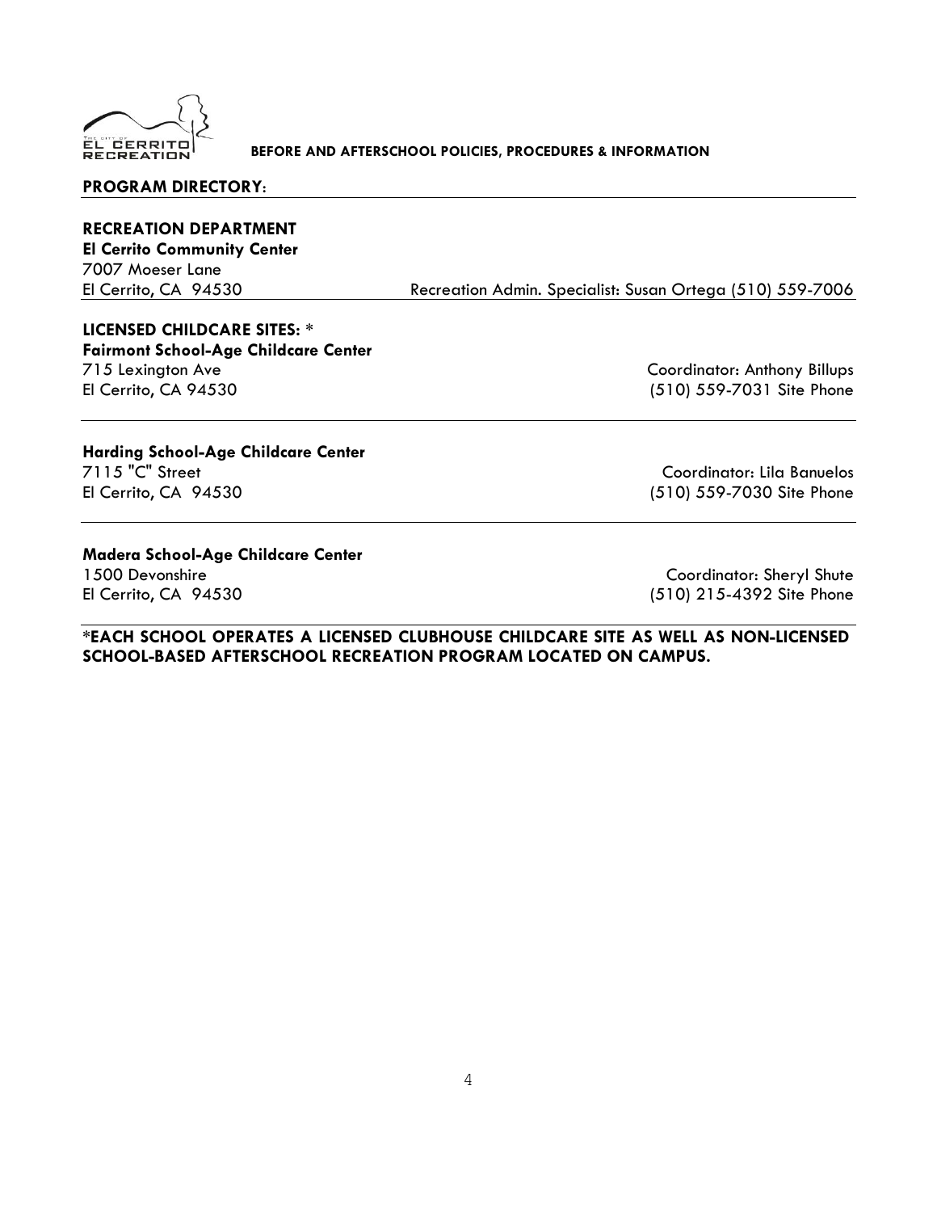**BEFORE AND AFTERSCHOOL POLICIES, PROCEDURES & INFORMATION**

## PROGRAM DIRECTORY:

**RECREATION DEPARTMENT**
**El Cerrito Community Center**
7007 Moeser Lane
El Cerrito, CA 94530

Recreation Admin. Specialist: Susan Ortega (510) 559-7006

---

**LICENSED CHILDCARE SITES: ***

**Fairmont School-Age Childcare Center**
715 Lexington Ave
El Cerrito, CA 94530

Coordinator: Anthony Billups
(510) 559-7031 Site Phone

---

**Harding School-Age Childcare Center**
7115 "C" Street
El Cerrito, CA 94530

Coordinator: Lila Banuelos
(510) 559-7030 Site Phone

---

**Madera School-Age Childcare Center**
1500 Devonshire
El Cerrito, CA 94530

Coordinator: Sheryl Shute
(510) 215-4392 Site Phone

---

***EACH SCHOOL OPERATES A LICENSED CLUBHOUSE CHILDCARE SITE AS WELL AS NON-LICENSED SCHOOL-BASED AFTERSCHOOL RECREATION PROGRAM LOCATED ON CAMPUS.**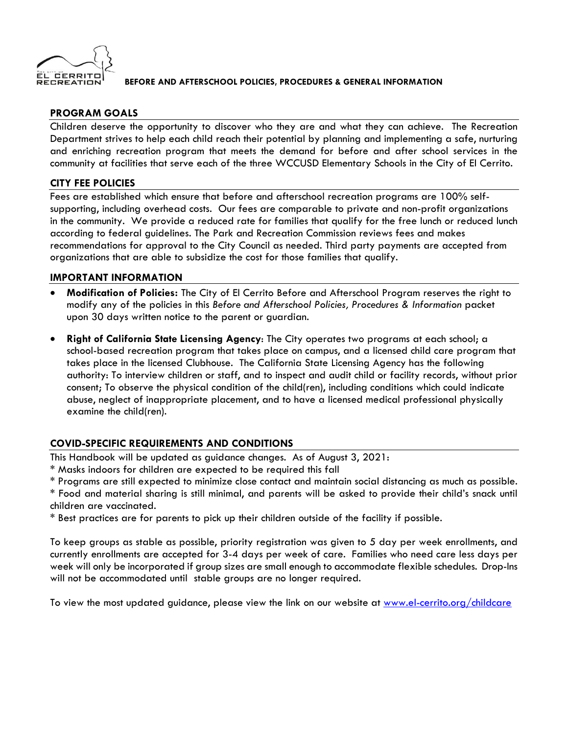**BEFORE AND AFTERSCHOOL POLICIES, PROCEDURES & GENERAL INFORMATION**

## PROGRAM GOALS

Children deserve the opportunity to discover who they are and what they can achieve. The Recreation Department strives to help each child reach their potential by planning and implementing a safe, nurturing and enriching recreation program that meets the demand for before and after school services in the community at facilities that serve each of the three WCCUSD Elementary Schools in the City of El Cerrito.

## CITY FEE POLICIES

Fees are established which ensure that before and afterschool recreation programs are 100% self-supporting, including overhead costs. Our fees are comparable to private and non-profit organizations in the community. We provide a reduced rate for families that qualify for the free lunch or reduced lunch according to federal guidelines. The Park and Recreation Commission reviews fees and makes recommendations for approval to the City Council as needed. Third party payments are accepted from organizations that are able to subsidize the cost for those families that qualify.

## IMPORTANT INFORMATION

- **Modification of Policies:** The City of El Cerrito Before and Afterschool Program reserves the right to modify any of the policies in this *Before and Afterschool Policies, Procedures & Information* packet upon 30 days written notice to the parent or guardian.
- **Right of California State Licensing Agency**: The City operates two programs at each school; a school-based recreation program that takes place on campus, and a licensed child care program that takes place in the licensed Clubhouse. The California State Licensing Agency has the following authority: To interview children or staff, and to inspect and audit child or facility records, without prior consent; To observe the physical condition of the child(ren), including conditions which could indicate abuse, neglect of inappropriate placement, and to have a licensed medical professional physically examine the child(ren).

## COVID-SPECIFIC REQUIREMENTS AND CONDITIONS

This Handbook will be updated as guidance changes. As of August 3, 2021:

* Masks indoors for children are expected to be required this fall
* Programs are still expected to minimize close contact and maintain social distancing as much as possible.
* Food and material sharing is still minimal, and parents will be asked to provide their child's snack until children are vaccinated.
* Best practices are for parents to pick up their children outside of the facility if possible.

To keep groups as stable as possible, priority registration was given to 5 day per week enrollments, and currently enrollments are accepted for 3-4 days per week of care. Families who need care less days per week will only be incorporated if group sizes are small enough to accommodate flexible schedules. Drop-Ins will not be accommodated until stable groups are no longer required.

To view the most updated guidance, please view the link on our website at [www.el-cerrito.org/childcare](http://www.el-cerrito.org/childcare)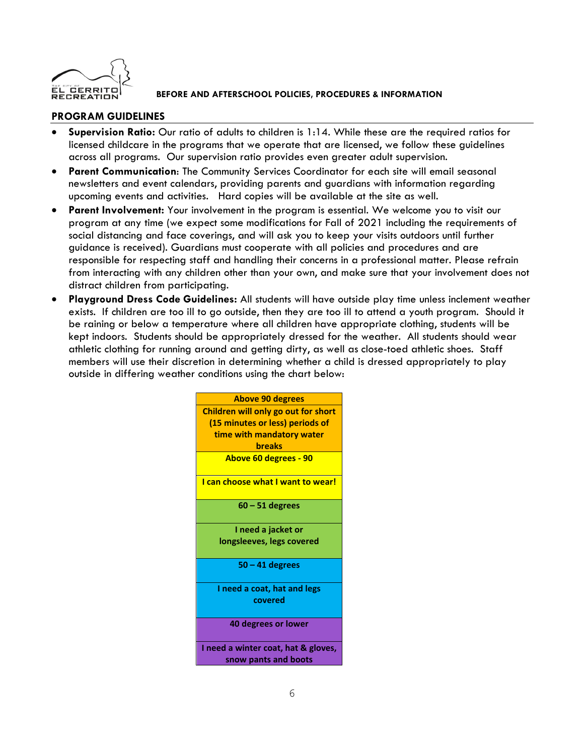BEFORE AND AFTERSCHOOL POLICIES, PROCEDURES & INFORMATION

## PROGRAM GUIDELINES

- **Supervision Ratio:** Our ratio of adults to children is 1:14. While these are the required ratios for licensed childcare in the programs that we operate that are licensed, we follow these guidelines across all programs. Our supervision ratio provides even greater adult supervision.
- **Parent Communication**: The Community Services Coordinator for each site will email seasonal newsletters and event calendars, providing parents and guardians with information regarding upcoming events and activities. Hard copies will be available at the site as well.
- **Parent Involvement:** Your involvement in the program is essential. We welcome you to visit our program at any time (we expect some modifications for Fall of 2021 including the requirements of social distancing and face coverings, and will ask you to keep your visits outdoors until further guidance is received). Guardians must cooperate with all policies and procedures and are responsible for respecting staff and handling their concerns in a professional matter. Please refrain from interacting with any children other than your own, and make sure that your involvement does not distract children from participating.
- **Playground Dress Code Guidelines:** All students will have outside play time unless inclement weather exists. If children are too ill to go outside, then they are too ill to attend a youth program. Should it be raining or below a temperature where all children have appropriate clothing, students will be kept indoors. Students should be appropriately dressed for the weather. All students should wear athletic clothing for running around and getting dirty, as well as close-toed athletic shoes. Staff members will use their discretion in determining whether a child is dressed appropriately to play outside in differing weather conditions using the chart below:

| Above 90 degrees |
|---|
| Children will only go out for short (15 minutes or less) periods of time with mandatory water breaks |
| Above 60 degrees - 90 |
| I can choose what I want to wear! |
| 60 – 51 degrees |
| I need a jacket or longsleeves, legs covered |
| 50 – 41 degrees |
| I need a coat, hat and legs covered |
| 40 degrees or lower |
| I need a winter coat, hat & gloves, snow pants and boots |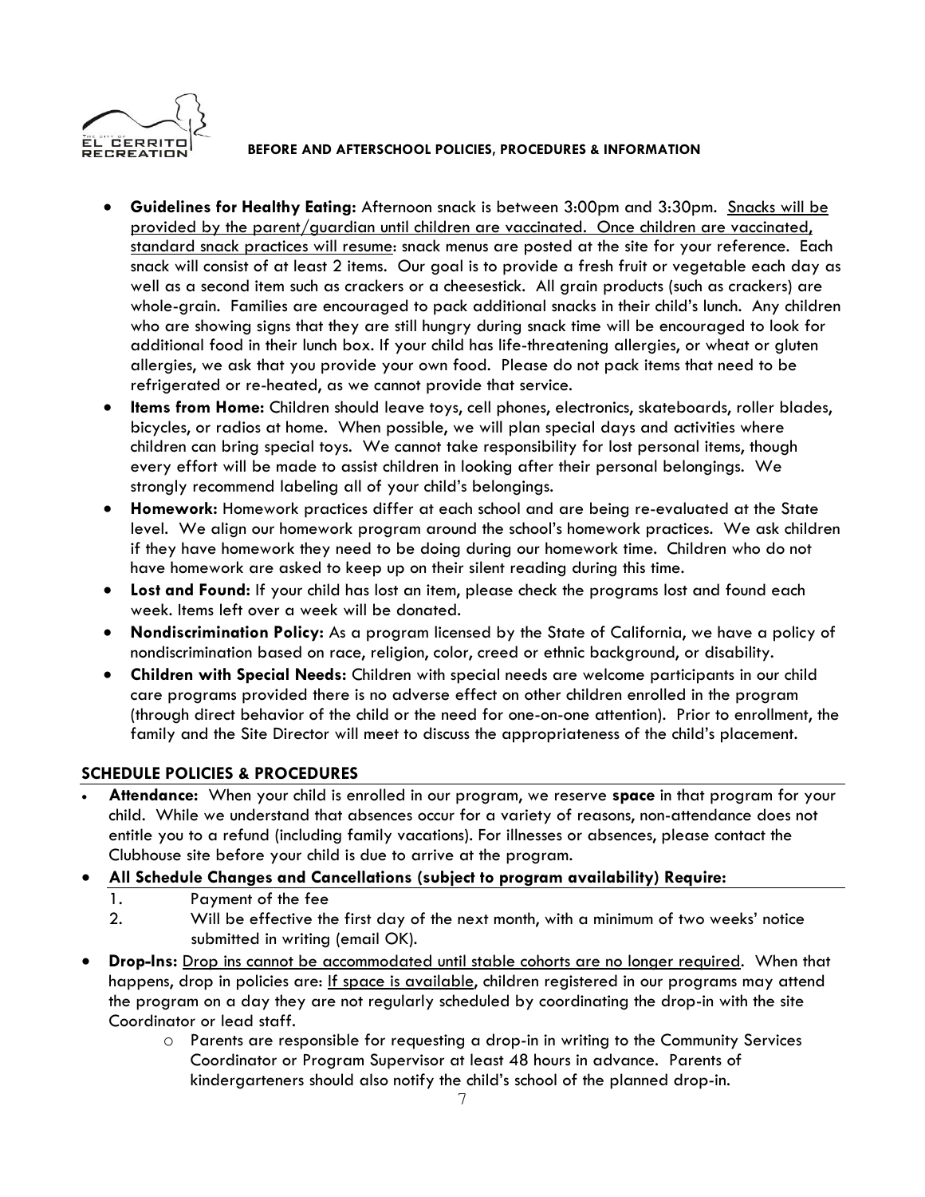- **Guidelines for Healthy Eating:** Afternoon snack is between 3:00pm and 3:30pm. Snacks will be provided by the parent/guardian until children are vaccinated. Once children are vaccinated, standard snack practices will resume: snack menus are posted at the site for your reference. Each snack will consist of at least 2 items. Our goal is to provide a fresh fruit or vegetable each day as well as a second item such as crackers or a cheesestick. All grain products (such as crackers) are whole-grain. Families are encouraged to pack additional snacks in their child's lunch. Any children who are showing signs that they are still hungry during snack time will be encouraged to look for additional food in their lunch box. If your child has life-threatening allergies, or wheat or gluten allergies, we ask that you provide your own food. Please do not pack items that need to be refrigerated or re-heated, as we cannot provide that service.
- **Items from Home:** Children should leave toys, cell phones, electronics, skateboards, roller blades, bicycles, or radios at home. When possible, we will plan special days and activities where children can bring special toys. We cannot take responsibility for lost personal items, though every effort will be made to assist children in looking after their personal belongings. We strongly recommend labeling all of your child's belongings.
- **Homework:** Homework practices differ at each school and are being re-evaluated at the State level. We align our homework program around the school's homework practices. We ask children if they have homework they need to be doing during our homework time. Children who do not have homework are asked to keep up on their silent reading during this time.
- **Lost and Found:** If your child has lost an item, please check the programs lost and found each week. Items left over a week will be donated.
- **Nondiscrimination Policy:** As a program licensed by the State of California, we have a policy of nondiscrimination based on race, religion, color, creed or ethnic background, or disability.
- **Children with Special Needs:** Children with special needs are welcome participants in our child care programs provided there is no adverse effect on other children enrolled in the program (through direct behavior of the child or the need for one-on-one attention). Prior to enrollment, the family and the Site Director will meet to discuss the appropriateness of the child's placement.

## SCHEDULE POLICIES & PROCEDURES

- **Attendance:** When your child is enrolled in our program, we reserve **space** in that program for your child. While we understand that absences occur for a variety of reasons, non-attendance does not entitle you to a refund (including family vacations). For illnesses or absences, please contact the Clubhouse site before your child is due to arrive at the program.
- **All Schedule Changes and Cancellations (subject to program availability) Require:**
  1. Payment of the fee
  2. Will be effective the first day of the next month, with a minimum of two weeks' notice submitted in writing (email OK).
- **Drop-Ins:** Drop ins cannot be accommodated until stable cohorts are no longer required. When that happens, drop in policies are: If space is available, children registered in our programs may attend the program on a day they are not regularly scheduled by coordinating the drop-in with the site Coordinator or lead staff.
  - Parents are responsible for requesting a drop-in in writing to the Community Services Coordinator or Program Supervisor at least 48 hours in advance. Parents of kindergarteners should also notify the child's school of the planned drop-in.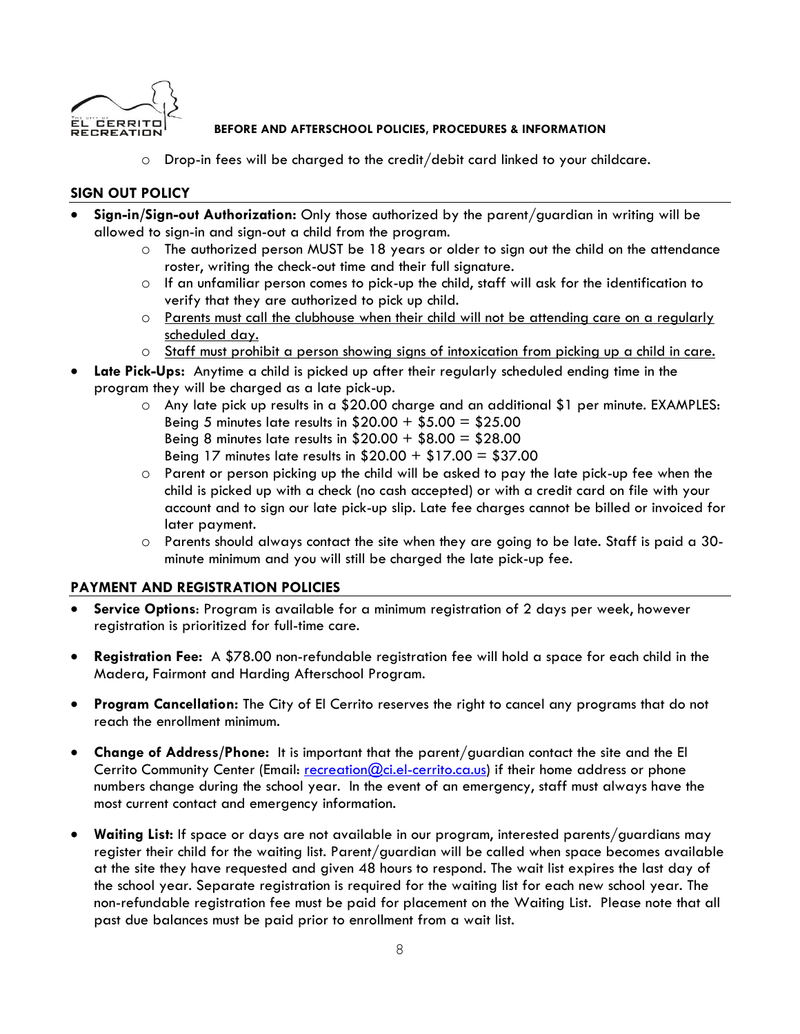- Drop-in fees will be charged to the credit/debit card linked to your childcare.

## SIGN OUT POLICY

- **Sign-in/Sign-out Authorization:** Only those authorized by the parent/guardian in writing will be allowed to sign-in and sign-out a child from the program.
  - The authorized person MUST be 18 years or older to sign out the child on the attendance roster, writing the check-out time and their full signature.
  - If an unfamiliar person comes to pick-up the child, staff will ask for the identification to verify that they are authorized to pick up child.
  - <u>Parents must call the clubhouse when their child will not be attending care on a regularly scheduled day.</u>
  - <u>Staff must prohibit a person showing signs of intoxication from picking up a child in care.</u>
- **Late Pick-Ups:** Anytime a child is picked up after their regularly scheduled ending time in the program they will be charged as a late pick-up.
  - Any late pick up results in a $20.00 charge and an additional $1 per minute. EXAMPLES:
    Being 5 minutes late results in $20.00 + $5.00 = $25.00
    Being 8 minutes late results in $20.00 + $8.00 = $28.00
    Being 17 minutes late results in $20.00 + $17.00 = $37.00
  - Parent or person picking up the child will be asked to pay the late pick-up fee when the child is picked up with a check (no cash accepted) or with a credit card on file with your account and to sign our late pick-up slip. Late fee charges cannot be billed or invoiced for later payment.
  - Parents should always contact the site when they are going to be late. Staff is paid a 30-minute minimum and you will still be charged the late pick-up fee.

## PAYMENT AND REGISTRATION POLICIES

- **Service Options**: Program is available for a minimum registration of 2 days per week, however registration is prioritized for full-time care.
- **Registration Fee:** A $78.00 non-refundable registration fee will hold a space for each child in the Madera, Fairmont and Harding Afterschool Program.
- **Program Cancellation:** The City of El Cerrito reserves the right to cancel any programs that do not reach the enrollment minimum.
- **Change of Address/Phone:** It is important that the parent/guardian contact the site and the El Cerrito Community Center (Email: recreation@ci.el-cerrito.ca.us) if their home address or phone numbers change during the school year. In the event of an emergency, staff must always have the most current contact and emergency information.
- **Waiting List:** If space or days are not available in our program, interested parents/guardians may register their child for the waiting list. Parent/guardian will be called when space becomes available at the site they have requested and given 48 hours to respond. The wait list expires the last day of the school year. Separate registration is required for the waiting list for each new school year. The non-refundable registration fee must be paid for placement on the Waiting List. Please note that all past due balances must be paid prior to enrollment from a wait list.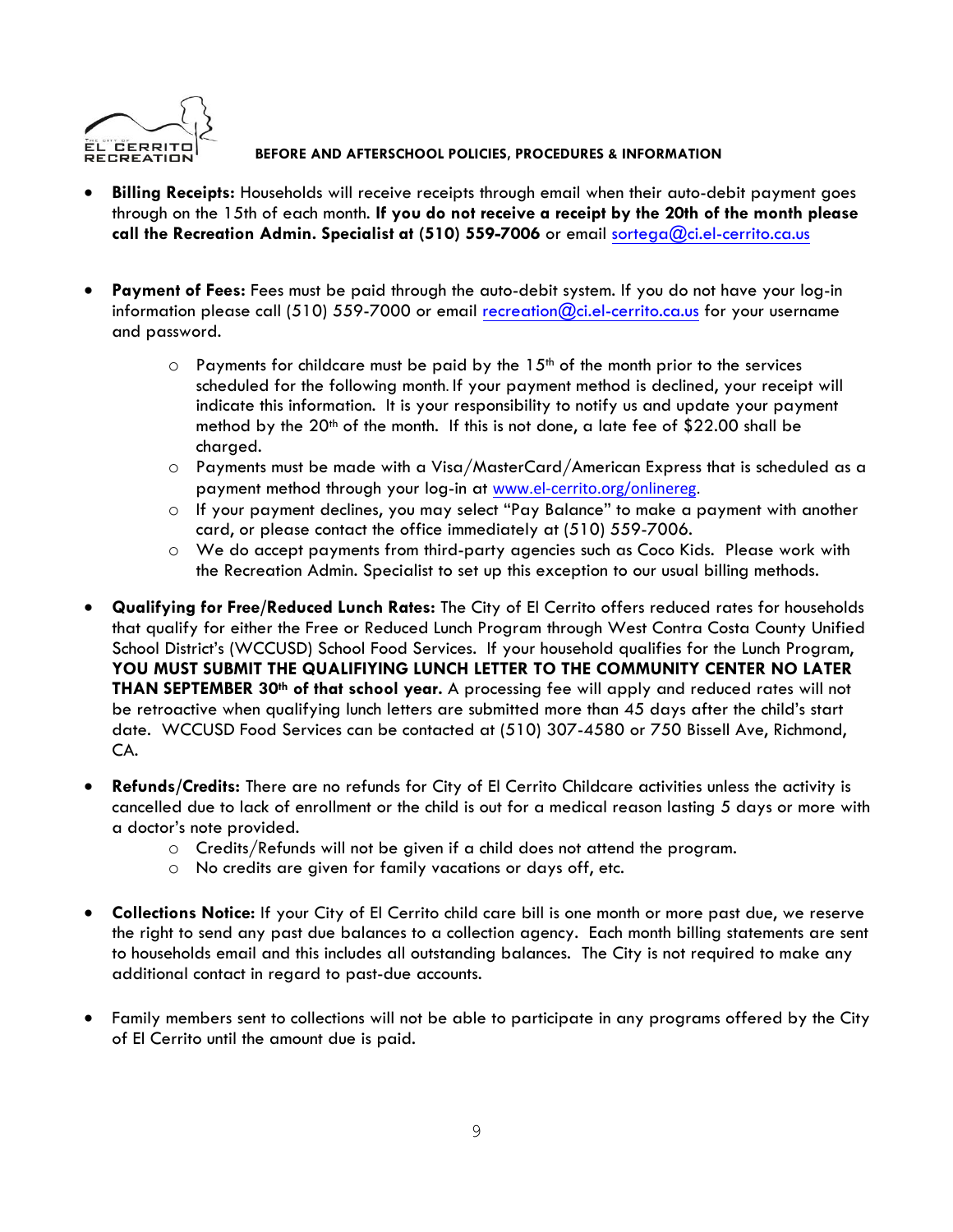**BEFORE AND AFTERSCHOOL POLICIES, PROCEDURES & INFORMATION**

- **Billing Receipts:** Households will receive receipts through email when their auto-debit payment goes through on the 15th of each month. **If you do not receive a receipt by the 20th of the month please call the Recreation Admin. Specialist at (510) 559-7006** or email sortega@ci.el-cerrito.ca.us

- **Payment of Fees:** Fees must be paid through the auto-debit system. If you do not have your log-in information please call (510) 559-7000 or email recreation@ci.el-cerrito.ca.us for your username and password.
  - Payments for childcare must be paid by the 15th of the month prior to the services scheduled for the following month. If your payment method is declined, your receipt will indicate this information. It is your responsibility to notify us and update your payment method by the 20th of the month. If this is not done, a late fee of $22.00 shall be charged.
  - Payments must be made with a Visa/MasterCard/American Express that is scheduled as a payment method through your log-in at www.el-cerrito.org/onlinereg.
  - If your payment declines, you may select "Pay Balance" to make a payment with another card, or please contact the office immediately at (510) 559-7006.
  - We do accept payments from third-party agencies such as Coco Kids. Please work with the Recreation Admin. Specialist to set up this exception to our usual billing methods.

- **Qualifying for Free/Reduced Lunch Rates:** The City of El Cerrito offers reduced rates for households that qualify for either the Free or Reduced Lunch Program through West Contra Costa County Unified School District's (WCCUSD) School Food Services. If your household qualifies for the Lunch Program, **YOU MUST SUBMIT THE QUALIFIYING LUNCH LETTER TO THE COMMUNITY CENTER NO LATER THAN SEPTEMBER 30th of that school year.** A processing fee will apply and reduced rates will not be retroactive when qualifying lunch letters are submitted more than 45 days after the child's start date. WCCUSD Food Services can be contacted at (510) 307-4580 or 750 Bissell Ave, Richmond, CA.

- **Refunds/Credits:** There are no refunds for City of El Cerrito Childcare activities unless the activity is cancelled due to lack of enrollment or the child is out for a medical reason lasting 5 days or more with a doctor's note provided.
  - Credits/Refunds will not be given if a child does not attend the program.
  - No credits are given for family vacations or days off, etc.

- **Collections Notice:** If your City of El Cerrito child care bill is one month or more past due, we reserve the right to send any past due balances to a collection agency. Each month billing statements are sent to households email and this includes all outstanding balances. The City is not required to make any additional contact in regard to past-due accounts.

- Family members sent to collections will not be able to participate in any programs offered by the City of El Cerrito until the amount due is paid.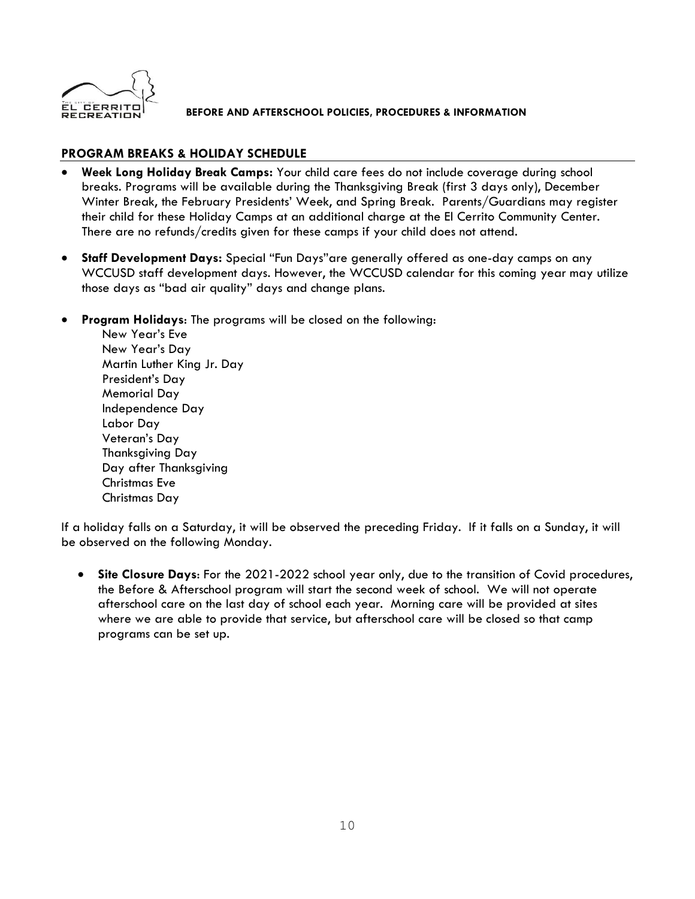## PROGRAM BREAKS & HOLIDAY SCHEDULE

- **Week Long Holiday Break Camps:** Your child care fees do not include coverage during school breaks. Programs will be available during the Thanksgiving Break (first 3 days only), December Winter Break, the February Presidents' Week, and Spring Break. Parents/Guardians may register their child for these Holiday Camps at an additional charge at the El Cerrito Community Center. There are no refunds/credits given for these camps if your child does not attend.

- **Staff Development Days:** Special "Fun Days"are generally offered as one-day camps on any WCCUSD staff development days. However, the WCCUSD calendar for this coming year may utilize those days as "bad air quality" days and change plans.

- **Program Holidays**: The programs will be closed on the following:
  New Year's Eve
  New Year's Day
  Martin Luther King Jr. Day
  President's Day
  Memorial Day
  Independence Day
  Labor Day
  Veteran's Day
  Thanksgiving Day
  Day after Thanksgiving
  Christmas Eve
  Christmas Day

If a holiday falls on a Saturday, it will be observed the preceding Friday. If it falls on a Sunday, it will be observed on the following Monday.

- **Site Closure Days**: For the 2021-2022 school year only, due to the transition of Covid procedures, the Before & Afterschool program will start the second week of school. We will not operate afterschool care on the last day of school each year. Morning care will be provided at sites where we are able to provide that service, but afterschool care will be closed so that camp programs can be set up.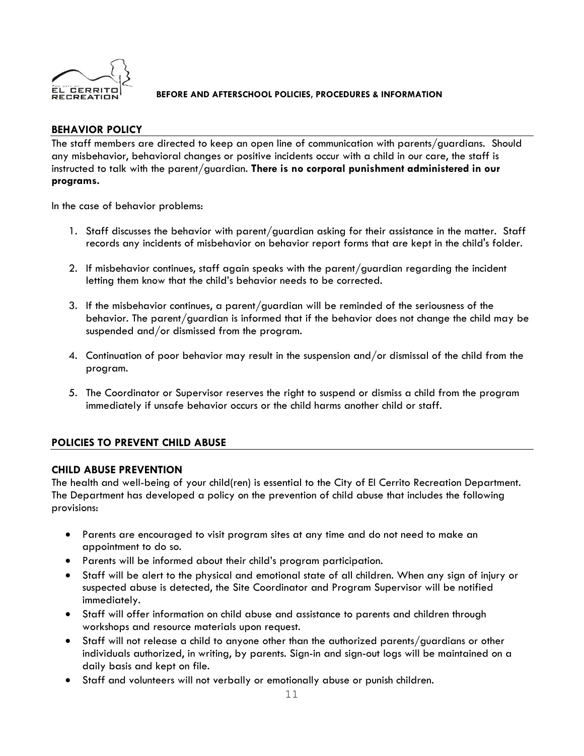## BEHAVIOR POLICY

The staff members are directed to keep an open line of communication with parents/guardians. Should any misbehavior, behavioral changes or positive incidents occur with a child in our care, the staff is instructed to talk with the parent/guardian. **There is no corporal punishment administered in our programs.**

In the case of behavior problems:

1. Staff discusses the behavior with parent/guardian asking for their assistance in the matter. Staff records any incidents of misbehavior on behavior report forms that are kept in the child's folder.

2. If misbehavior continues, staff again speaks with the parent/guardian regarding the incident letting them know that the child's behavior needs to be corrected.

3. If the misbehavior continues, a parent/guardian will be reminded of the seriousness of the behavior. The parent/guardian is informed that if the behavior does not change the child may be suspended and/or dismissed from the program.

4. Continuation of poor behavior may result in the suspension and/or dismissal of the child from the program.

5. The Coordinator or Supervisor reserves the right to suspend or dismiss a child from the program immediately if unsafe behavior occurs or the child harms another child or staff.

## POLICIES TO PREVENT CHILD ABUSE

### CHILD ABUSE PREVENTION

The health and well-being of your child(ren) is essential to the City of El Cerrito Recreation Department. The Department has developed a policy on the prevention of child abuse that includes the following provisions:

- Parents are encouraged to visit program sites at any time and do not need to make an appointment to do so.
- Parents will be informed about their child's program participation.
- Staff will be alert to the physical and emotional state of all children. When any sign of injury or suspected abuse is detected, the Site Coordinator and Program Supervisor will be notified immediately.
- Staff will offer information on child abuse and assistance to parents and children through workshops and resource materials upon request.
- Staff will not release a child to anyone other than the authorized parents/guardians or other individuals authorized, in writing, by parents. Sign-in and sign-out logs will be maintained on a daily basis and kept on file.
- Staff and volunteers will not verbally or emotionally abuse or punish children.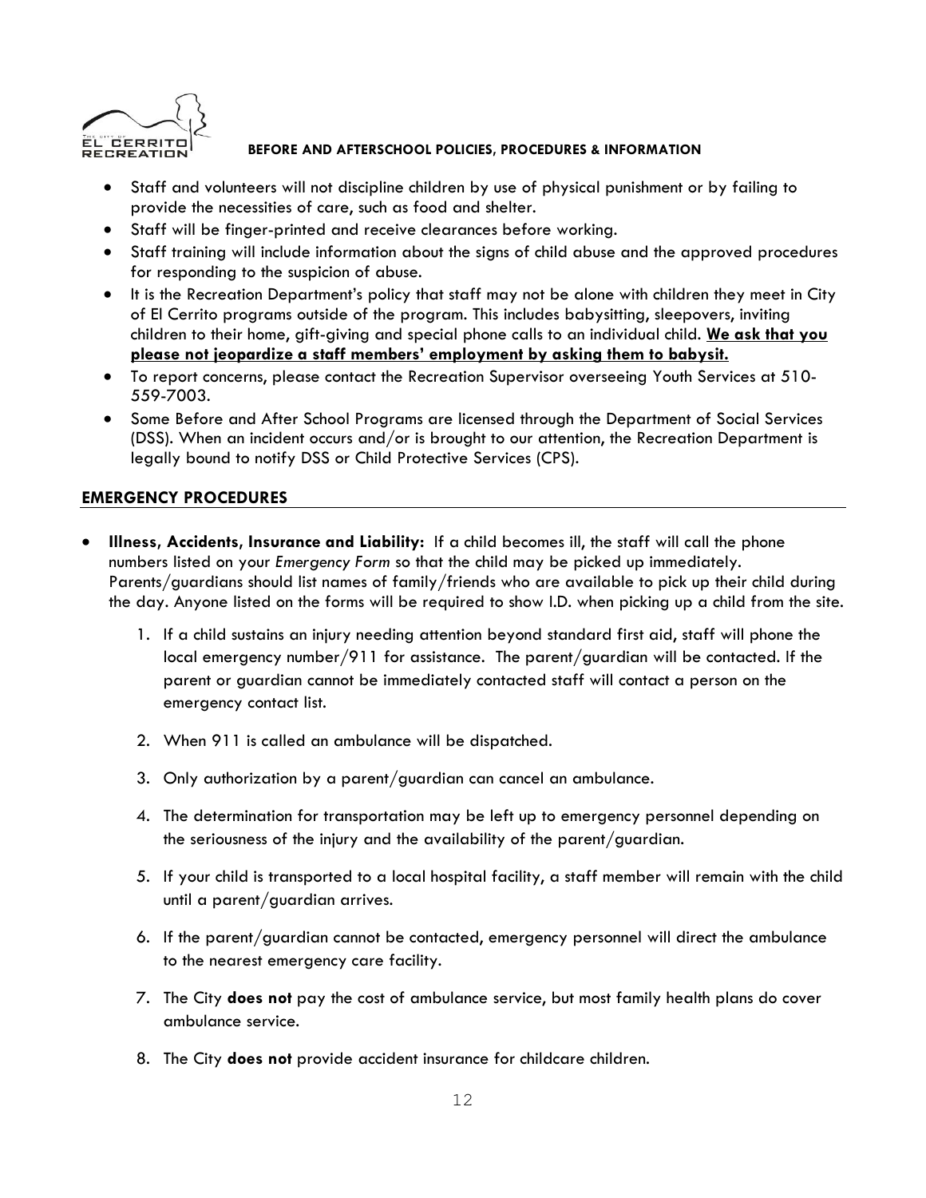- Staff and volunteers will not discipline children by use of physical punishment or by failing to provide the necessities of care, such as food and shelter.
- Staff will be finger-printed and receive clearances before working.
- Staff training will include information about the signs of child abuse and the approved procedures for responding to the suspicion of abuse.
- It is the Recreation Department's policy that staff may not be alone with children they meet in City of El Cerrito programs outside of the program. This includes babysitting, sleepovers, inviting children to their home, gift-giving and special phone calls to an individual child. **We ask that you please not jeopardize a staff members' employment by asking them to babysit.**
- To report concerns, please contact the Recreation Supervisor overseeing Youth Services at 510-559-7003.
- Some Before and After School Programs are licensed through the Department of Social Services (DSS). When an incident occurs and/or is brought to our attention, the Recreation Department is legally bound to notify DSS or Child Protective Services (CPS).

## EMERGENCY PROCEDURES

- **Illness, Accidents, Insurance and Liability:** If a child becomes ill, the staff will call the phone numbers listed on your *Emergency Form* so that the child may be picked up immediately. Parents/guardians should list names of family/friends who are available to pick up their child during the day. Anyone listed on the forms will be required to show I.D. when picking up a child from the site.

  1. If a child sustains an injury needing attention beyond standard first aid, staff will phone the local emergency number/911 for assistance. The parent/guardian will be contacted. If the parent or guardian cannot be immediately contacted staff will contact a person on the emergency contact list.
  2. When 911 is called an ambulance will be dispatched.
  3. Only authorization by a parent/guardian can cancel an ambulance.
  4. The determination for transportation may be left up to emergency personnel depending on the seriousness of the injury and the availability of the parent/guardian.
  5. If your child is transported to a local hospital facility, a staff member will remain with the child until a parent/guardian arrives.
  6. If the parent/guardian cannot be contacted, emergency personnel will direct the ambulance to the nearest emergency care facility.
  7. The City **does not** pay the cost of ambulance service, but most family health plans do cover ambulance service.
  8. The City **does not** provide accident insurance for childcare children.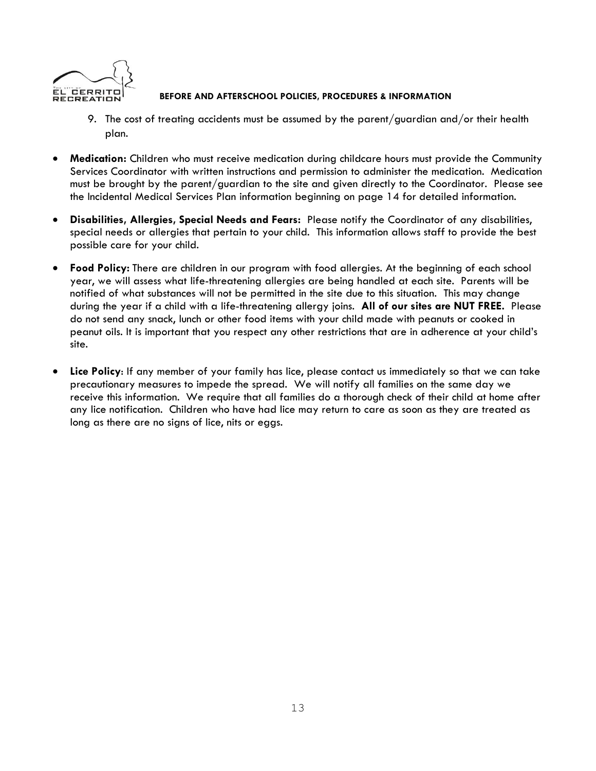9. The cost of treating accidents must be assumed by the parent/guardian and/or their health plan.

- **Medication:** Children who must receive medication during childcare hours must provide the Community Services Coordinator with written instructions and permission to administer the medication. Medication must be brought by the parent/guardian to the site and given directly to the Coordinator. Please see the Incidental Medical Services Plan information beginning on page 14 for detailed information.

- **Disabilities, Allergies, Special Needs and Fears:** Please notify the Coordinator of any disabilities, special needs or allergies that pertain to your child. This information allows staff to provide the best possible care for your child.

- **Food Policy:** There are children in our program with food allergies. At the beginning of each school year, we will assess what life-threatening allergies are being handled at each site. Parents will be notified of what substances will not be permitted in the site due to this situation. This may change during the year if a child with a life-threatening allergy joins. **All of our sites are NUT FREE.** Please do not send any snack, lunch or other food items with your child made with peanuts or cooked in peanut oils. It is important that you respect any other restrictions that are in adherence at your child's site.

- **Lice Policy**: If any member of your family has lice, please contact us immediately so that we can take precautionary measures to impede the spread. We will notify all families on the same day we receive this information. We require that all families do a thorough check of their child at home after any lice notification. Children who have had lice may return to care as soon as they are treated as long as there are no signs of lice, nits or eggs.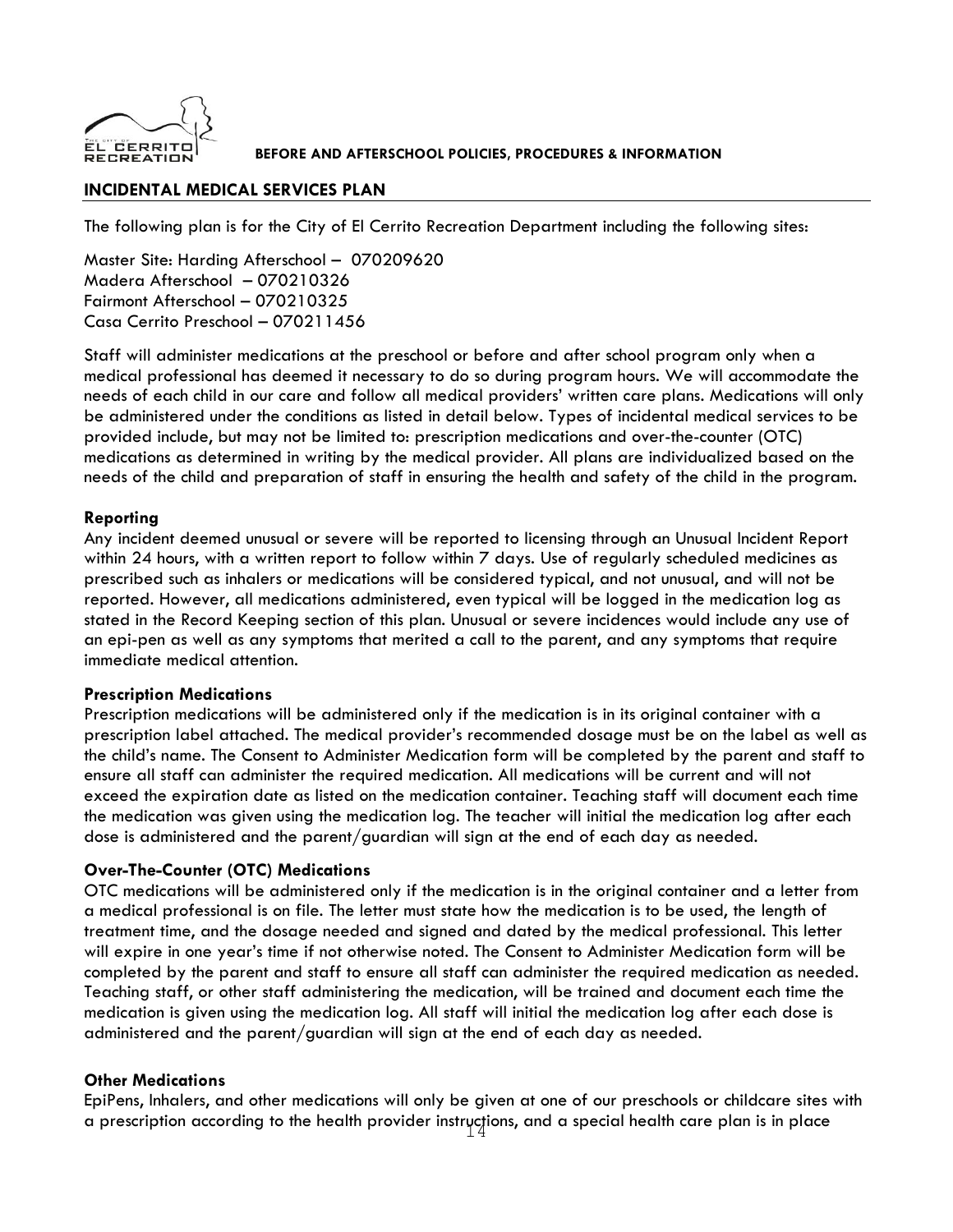## INCIDENTAL MEDICAL SERVICES PLAN

The following plan is for the City of El Cerrito Recreation Department including the following sites:

Master Site: Harding Afterschool – 070209620
Madera Afterschool – 070210326
Fairmont Afterschool – 070210325
Casa Cerrito Preschool – 070211456

Staff will administer medications at the preschool or before and after school program only when a medical professional has deemed it necessary to do so during program hours. We will accommodate the needs of each child in our care and follow all medical providers' written care plans. Medications will only be administered under the conditions as listed in detail below. Types of incidental medical services to be provided include, but may not be limited to: prescription medications and over-the-counter (OTC) medications as determined in writing by the medical provider. All plans are individualized based on the needs of the child and preparation of staff in ensuring the health and safety of the child in the program.

### Reporting

Any incident deemed unusual or severe will be reported to licensing through an Unusual Incident Report within 24 hours, with a written report to follow within 7 days. Use of regularly scheduled medicines as prescribed such as inhalers or medications will be considered typical, and not unusual, and will not be reported. However, all medications administered, even typical will be logged in the medication log as stated in the Record Keeping section of this plan. Unusual or severe incidences would include any use of an epi-pen as well as any symptoms that merited a call to the parent, and any symptoms that require immediate medical attention.

### Prescription Medications

Prescription medications will be administered only if the medication is in its original container with a prescription label attached. The medical provider's recommended dosage must be on the label as well as the child's name. The Consent to Administer Medication form will be completed by the parent and staff to ensure all staff can administer the required medication. All medications will be current and will not exceed the expiration date as listed on the medication container. Teaching staff will document each time the medication was given using the medication log. The teacher will initial the medication log after each dose is administered and the parent/guardian will sign at the end of each day as needed.

### Over-The-Counter (OTC) Medications

OTC medications will be administered only if the medication is in the original container and a letter from a medical professional is on file. The letter must state how the medication is to be used, the length of treatment time, and the dosage needed and signed and dated by the medical professional. This letter will expire in one year's time if not otherwise noted. The Consent to Administer Medication form will be completed by the parent and staff to ensure all staff can administer the required medication as needed. Teaching staff, or other staff administering the medication, will be trained and document each time the medication is given using the medication log. All staff will initial the medication log after each dose is administered and the parent/guardian will sign at the end of each day as needed.

### Other Medications

EpiPens, Inhalers, and other medications will only be given at one of our preschools or childcare sites with a prescription according to the health provider instructions, and a special health care plan is in place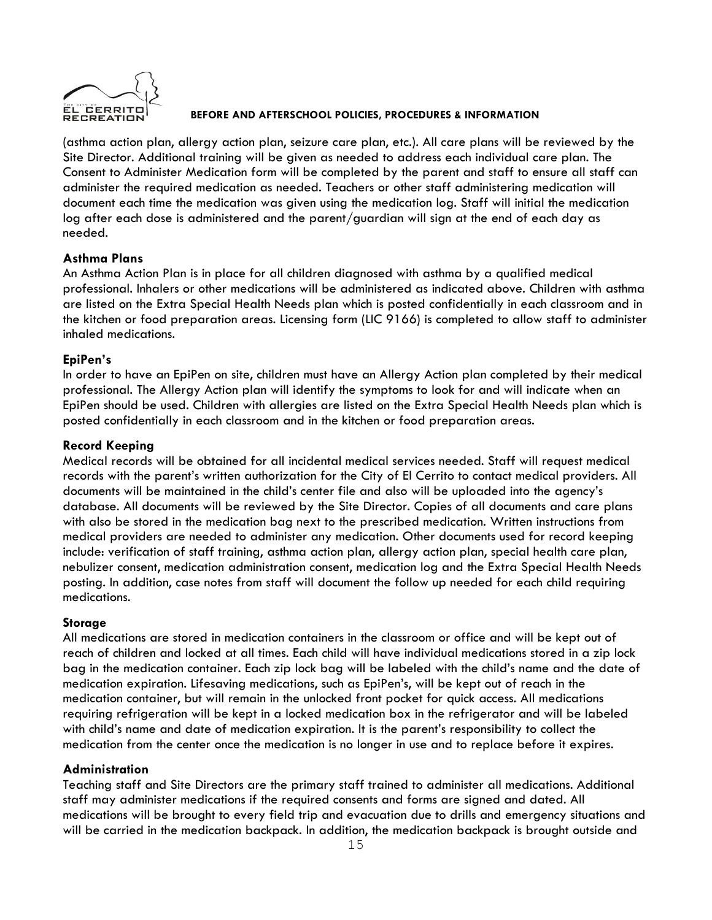(asthma action plan, allergy action plan, seizure care plan, etc.). All care plans will be reviewed by the Site Director. Additional training will be given as needed to address each individual care plan. The Consent to Administer Medication form will be completed by the parent and staff to ensure all staff can administer the required medication as needed. Teachers or other staff administering medication will document each time the medication was given using the medication log. Staff will initial the medication log after each dose is administered and the parent/guardian will sign at the end of each day as needed.

**Asthma Plans**

An Asthma Action Plan is in place for all children diagnosed with asthma by a qualified medical professional. Inhalers or other medications will be administered as indicated above. Children with asthma are listed on the Extra Special Health Needs plan which is posted confidentially in each classroom and in the kitchen or food preparation areas. Licensing form (LIC 9166) is completed to allow staff to administer inhaled medications.

**EpiPen's**

In order to have an EpiPen on site, children must have an Allergy Action plan completed by their medical professional. The Allergy Action plan will identify the symptoms to look for and will indicate when an EpiPen should be used. Children with allergies are listed on the Extra Special Health Needs plan which is posted confidentially in each classroom and in the kitchen or food preparation areas.

**Record Keeping**

Medical records will be obtained for all incidental medical services needed. Staff will request medical records with the parent's written authorization for the City of El Cerrito to contact medical providers. All documents will be maintained in the child's center file and also will be uploaded into the agency's database. All documents will be reviewed by the Site Director. Copies of all documents and care plans with also be stored in the medication bag next to the prescribed medication. Written instructions from medical providers are needed to administer any medication. Other documents used for record keeping include: verification of staff training, asthma action plan, allergy action plan, special health care plan, nebulizer consent, medication administration consent, medication log and the Extra Special Health Needs posting. In addition, case notes from staff will document the follow up needed for each child requiring medications.

**Storage**

All medications are stored in medication containers in the classroom or office and will be kept out of reach of children and locked at all times. Each child will have individual medications stored in a zip lock bag in the medication container. Each zip lock bag will be labeled with the child's name and the date of medication expiration. Lifesaving medications, such as EpiPen's, will be kept out of reach in the medication container, but will remain in the unlocked front pocket for quick access. All medications requiring refrigeration will be kept in a locked medication box in the refrigerator and will be labeled with child's name and date of medication expiration. It is the parent's responsibility to collect the medication from the center once the medication is no longer in use and to replace before it expires.

**Administration**

Teaching staff and Site Directors are the primary staff trained to administer all medications. Additional staff may administer medications if the required consents and forms are signed and dated. All medications will be brought to every field trip and evacuation due to drills and emergency situations and will be carried in the medication backpack. In addition, the medication backpack is brought outside and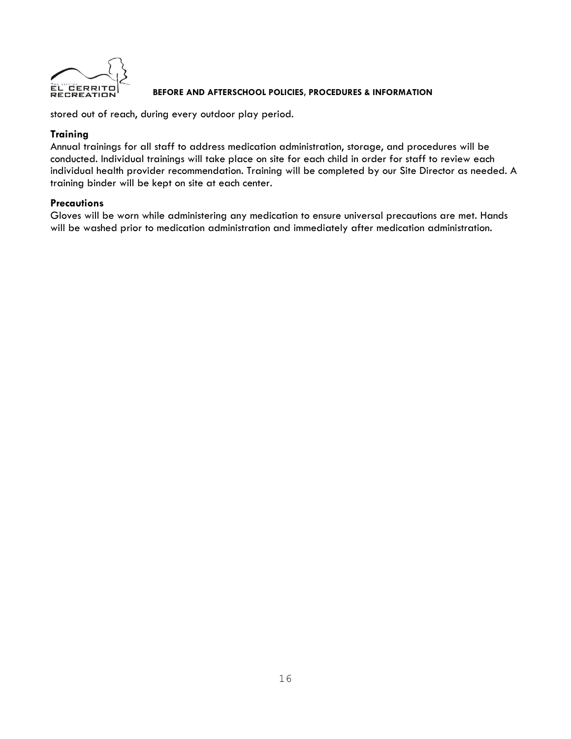stored out of reach, during every outdoor play period.

**Training**

Annual trainings for all staff to address medication administration, storage, and procedures will be conducted. Individual trainings will take place on site for each child in order for staff to review each individual health provider recommendation. Training will be completed by our Site Director as needed. A training binder will be kept on site at each center.

**Precautions**

Gloves will be worn while administering any medication to ensure universal precautions are met. Hands will be washed prior to medication administration and immediately after medication administration.